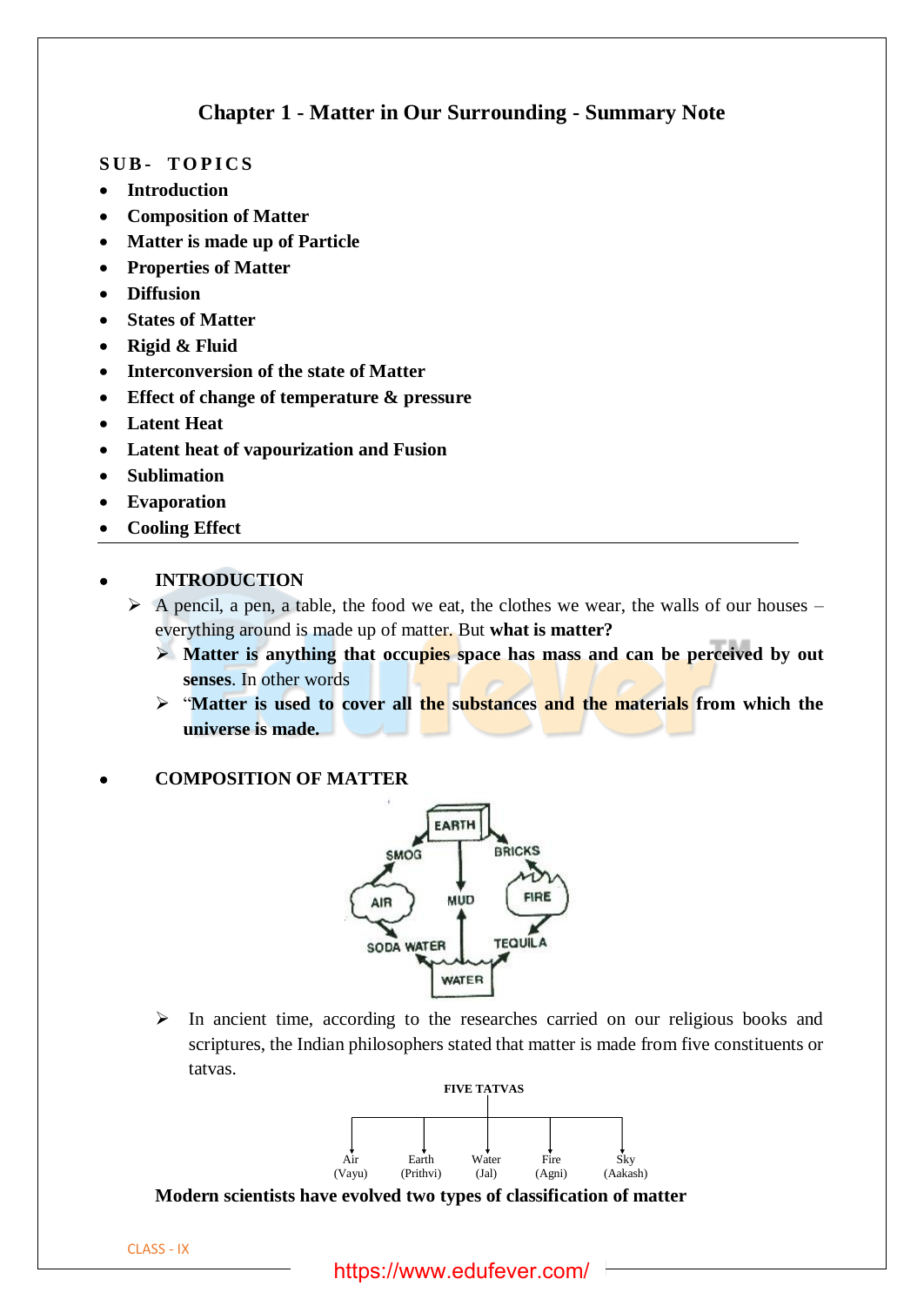# Chapter 1 - Matter in Our Surrounding - Summary Note

**SUB- TOPICS**

- **Introduction**
- **Composition of Matter**
- **Matter is made up of Particle**
- **Properties of Matter**
- **Diffusion**
- **States of Matter**
- **Rigid & Fluid**
- **Interconversion of the state of Matter**
- **Effect of change of temperature & pressure**
- **Latent Heat**
- **Latent heat of vapourization and Fusion**
- **Sublimation**
- **Evaporation**
- **Cooling Effect**

---

- **INTRODUCTION**
  - A pencil, a pen, a table, the food we eat, the clothes we wear, the walls of our houses – everything around is made up of matter. But **what is matter?**
    - **Matter is anything that occupies space has mass and can be perceived by out senses**. In other words
    - "**Matter is used to cover all the substances and the materials from which the universe is made.**

- **COMPOSITION OF MATTER**

EARTH, SMOG, BRICKS, AIR, MUD, FIRE, SODA WATER, TEQUILA, WATER

  - In ancient time, according to the researches carried on our religious books and scriptures, the Indian philosophers stated that matter is made from five constituents or tatvas.

**FIVE TATVAS**

Air (Vayu) | Earth (Prithvi) | Water (Jal) | Fire (Agni) | Sky (Aakash)

**Modern scientists have evolved two types of classification of matter**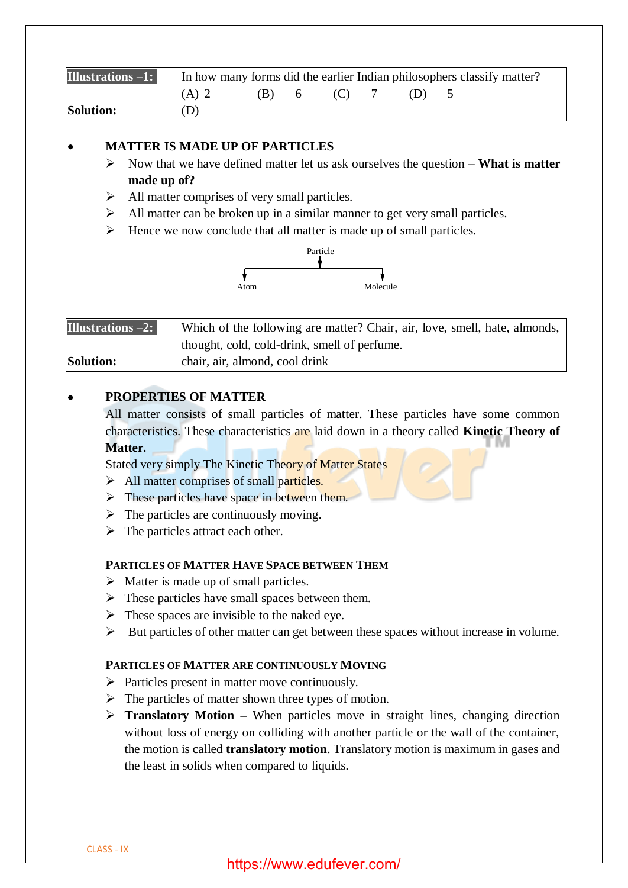| **Illustrations –1:** | In how many forms did the earlier Indian philosophers classify matter? |
|---|---|
| | (A) 2 (B) 6 (C) 7 (D) 5 |
| **Solution:** | (D) |

- **MATTER IS MADE UP OF PARTICLES**
  - Now that we have defined matter let us ask ourselves the question – **What is matter made up of?**
  - All matter comprises of very small particles.
  - All matter can be broken up in a similar manner to get very small particles.
  - Hence we now conclude that all matter is made up of small particles.

Particle → Atom, Molecule

| **Illustrations –2:** | Which of the following are matter? Chair, air, love, smell, hate, almonds, thought, cold, cold-drink, smell of perfume. |
|---|---|
| **Solution:** | chair, air, almond, cool drink |

- **PROPERTIES OF MATTER**

All matter consists of small particles of matter. These particles have some common characteristics. These characteristics are laid down in a theory called **Kinetic Theory of Matter.**

Stated very simply The Kinetic Theory of Matter States

- All matter comprises of small particles.
- These particles have space in between them.
- The particles are continuously moving.
- The particles attract each other.

**PARTICLES OF MATTER HAVE SPACE BETWEEN THEM**

- Matter is made up of small particles.
- These particles have small spaces between them.
- These spaces are invisible to the naked eye.
- But particles of other matter can get between these spaces without increase in volume.

**PARTICLES OF MATTER ARE CONTINUOUSLY MOVING**

- Particles present in matter move continuously.
- The particles of matter shown three types of motion.
- **Translatory Motion –** When particles move in straight lines, changing direction without loss of energy on colliding with another particle or the wall of the container, the motion is called **translatory motion**. Translatory motion is maximum in gases and the least in solids when compared to liquids.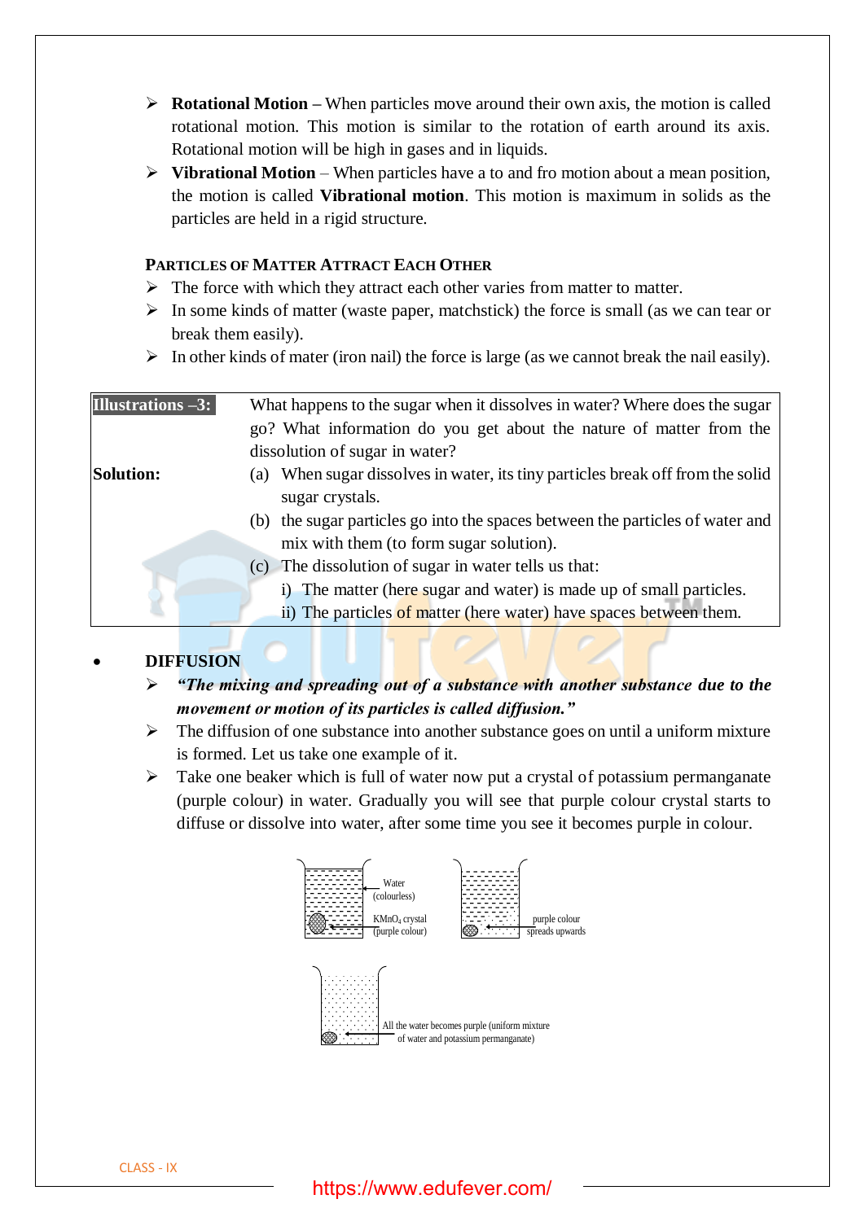- **Rotational Motion –** When particles move around their own axis, the motion is called rotational motion. This motion is similar to the rotation of earth around its axis. Rotational motion will be high in gases and in liquids.
- **Vibrational Motion** – When particles have a to and fro motion about a mean position, the motion is called **Vibrational motion**. This motion is maximum in solids as the particles are held in a rigid structure.

### PARTICLES OF MATTER ATTRACT EACH OTHER

- The force with which they attract each other varies from matter to matter.
- In some kinds of matter (waste paper, matchstick) the force is small (as we can tear or break them easily).
- In other kinds of mater (iron nail) the force is large (as we cannot break the nail easily).

**Illustrations –3:** What happens to the sugar when it dissolves in water? Where does the sugar go? What information do you get about the nature of matter from the dissolution of sugar in water?

**Solution:**
(a) When sugar dissolves in water, its tiny particles break off from the solid sugar crystals.
(b) the sugar particles go into the spaces between the particles of water and mix with them (to form sugar solution).
(c) The dissolution of sugar in water tells us that:
i) The matter (here sugar and water) is made up of small particles.
ii) The particles of matter (here water) have spaces between them.

## DIFFUSION

- ***"The mixing and spreading out of a substance with another substance due to the movement or motion of its particles is called diffusion."***
- The diffusion of one substance into another substance goes on until a uniform mixture is formed. Let us take one example of it.
- Take one beaker which is full of water now put a crystal of potassium permanganate (purple colour) in water. Gradually you will see that purple colour crystal starts to diffuse or dissolve into water, after some time you see it becomes purple in colour.

Water (colourless)
$KMnO_4$ crystal (purple colour)
purple colour spreads upwards
All the water becomes purple (uniform mixture of water and potassium permanganate)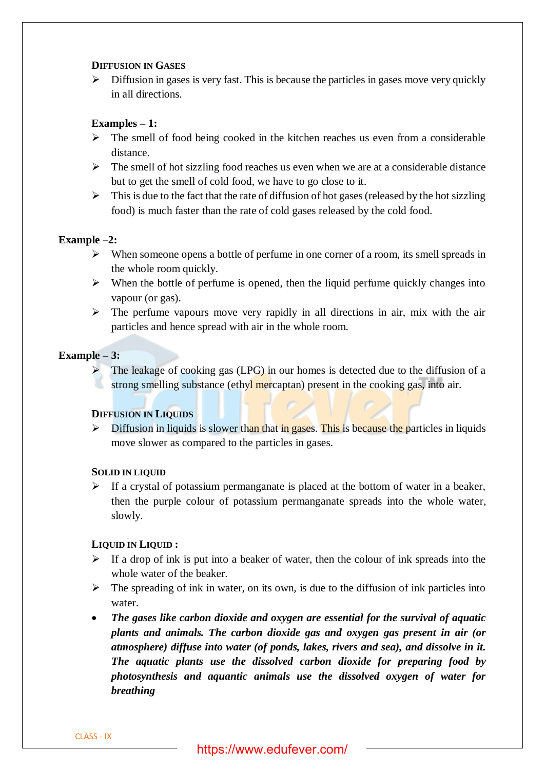### DIFFUSION IN GASES

- Diffusion in gases is very fast. This is because the particles in gases move very quickly in all directions.

**Examples – 1:**

- The smell of food being cooked in the kitchen reaches us even from a considerable distance.
- The smell of hot sizzling food reaches us even when we are at a considerable distance but to get the smell of cold food, we have to go close to it.
- This is due to the fact that the rate of diffusion of hot gases (released by the hot sizzling food) is much faster than the rate of cold gases released by the cold food.

**Example –2:**

- When someone opens a bottle of perfume in one corner of a room, its smell spreads in the whole room quickly.
- When the bottle of perfume is opened, then the liquid perfume quickly changes into vapour (or gas).
- The perfume vapours move very rapidly in all directions in air, mix with the air particles and hence spread with air in the whole room.

**Example – 3:**

- The leakage of cooking gas (LPG) in our homes is detected due to the diffusion of a strong smelling substance (ethyl mercaptan) present in the cooking gas, into air.

### DIFFUSION IN LIQUIDS

- Diffusion in liquids is slower than that in gases. This is because the particles in liquids move slower as compared to the particles in gases.

### SOLID IN LIQUID

- If a crystal of potassium permanganate is placed at the bottom of water in a beaker, then the purple colour of potassium permanganate spreads into the whole water, slowly.

### LIQUID IN LIQUID :

- If a drop of ink is put into a beaker of water, then the colour of ink spreads into the whole water of the beaker.
- The spreading of ink in water, on its own, is due to the diffusion of ink particles into water.

- ***The gases like carbon dioxide and oxygen are essential for the survival of aquatic plants and animals. The carbon dioxide gas and oxygen gas present in air (or atmosphere) diffuse into water (of ponds, lakes, rivers and sea), and dissolve in it. The aquatic plants use the dissolved carbon dioxide for preparing food by photosynthesis and aquantic animals use the dissolved oxygen of water for breathing***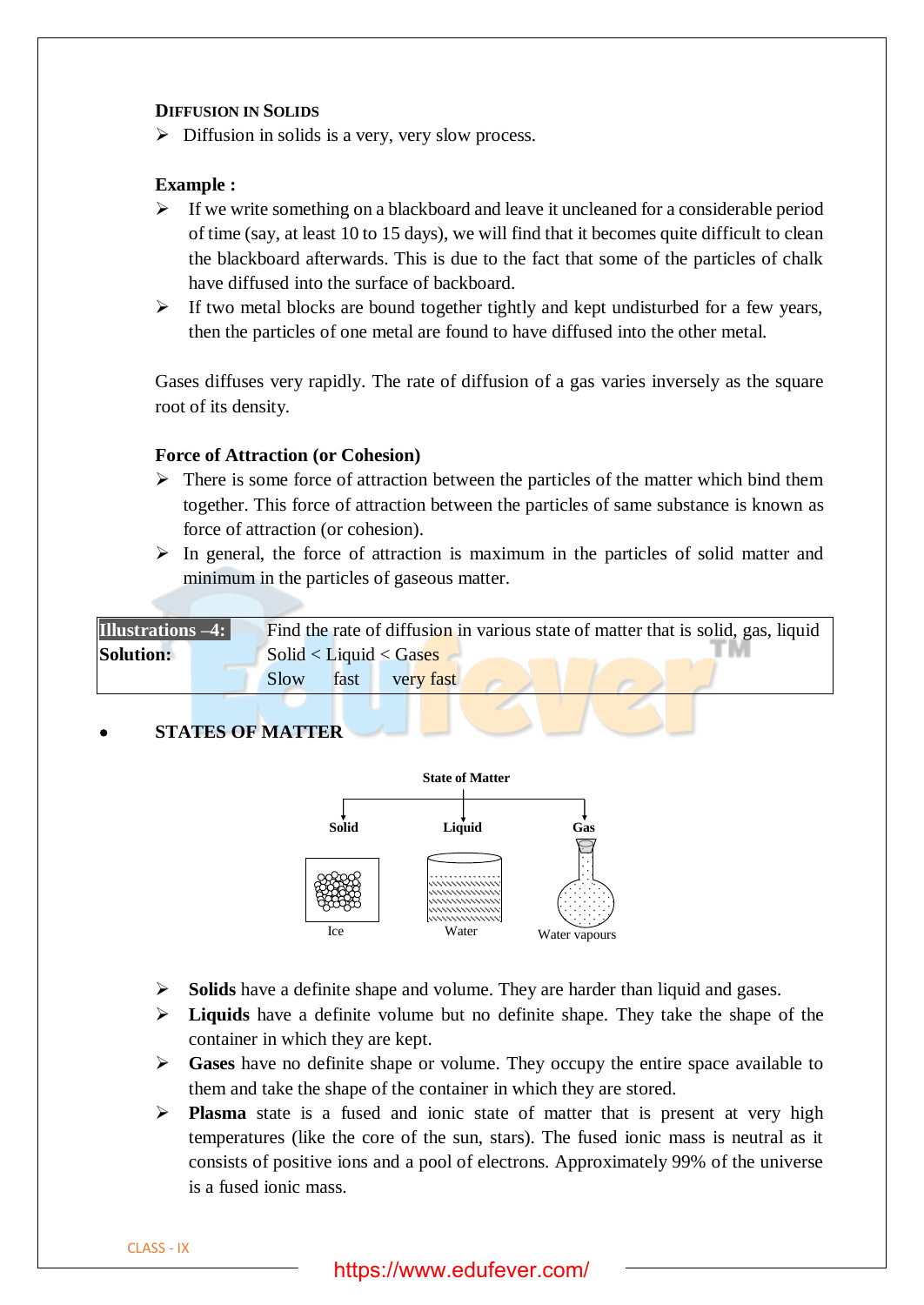### DIFFUSION IN SOLIDS

- Diffusion in solids is a very, very slow process.

**Example :**

- If we write something on a blackboard and leave it uncleaned for a considerable period of time (say, at least 10 to 15 days), we will find that it becomes quite difficult to clean the blackboard afterwards. This is due to the fact that some of the particles of chalk have diffused into the surface of backboard.
- If two metal blocks are bound together tightly and kept undisturbed for a few years, then the particles of one metal are found to have diffused into the other metal.

Gases diffuses very rapidly. The rate of diffusion of a gas varies inversely as the square root of its density.

**Force of Attraction (or Cohesion)**

- There is some force of attraction between the particles of the matter which bind them together. This force of attraction between the particles of same substance is known as force of attraction (or cohesion).
- In general, the force of attraction is maximum in the particles of solid matter and minimum in the particles of gaseous matter.

| | |
|---|---|
| **Illustrations –4:** | Find the rate of diffusion in various state of matter that is solid, gas, liquid |
| **Solution:** | Solid < Liquid < Gases<br>Slow fast very fast |

- **STATES OF MATTER**

State of Matter

Solid — Ice

Liquid — Water

Gas — Water vapours

- **Solids** have a definite shape and volume. They are harder than liquid and gases.
- **Liquids** have a definite volume but no definite shape. They take the shape of the container in which they are kept.
- **Gases** have no definite shape or volume. They occupy the entire space available to them and take the shape of the container in which they are stored.
- **Plasma** state is a fused and ionic state of matter that is present at very high temperatures (like the core of the sun, stars). The fused ionic mass is neutral as it consists of positive ions and a pool of electrons. Approximately 99% of the universe is a fused ionic mass.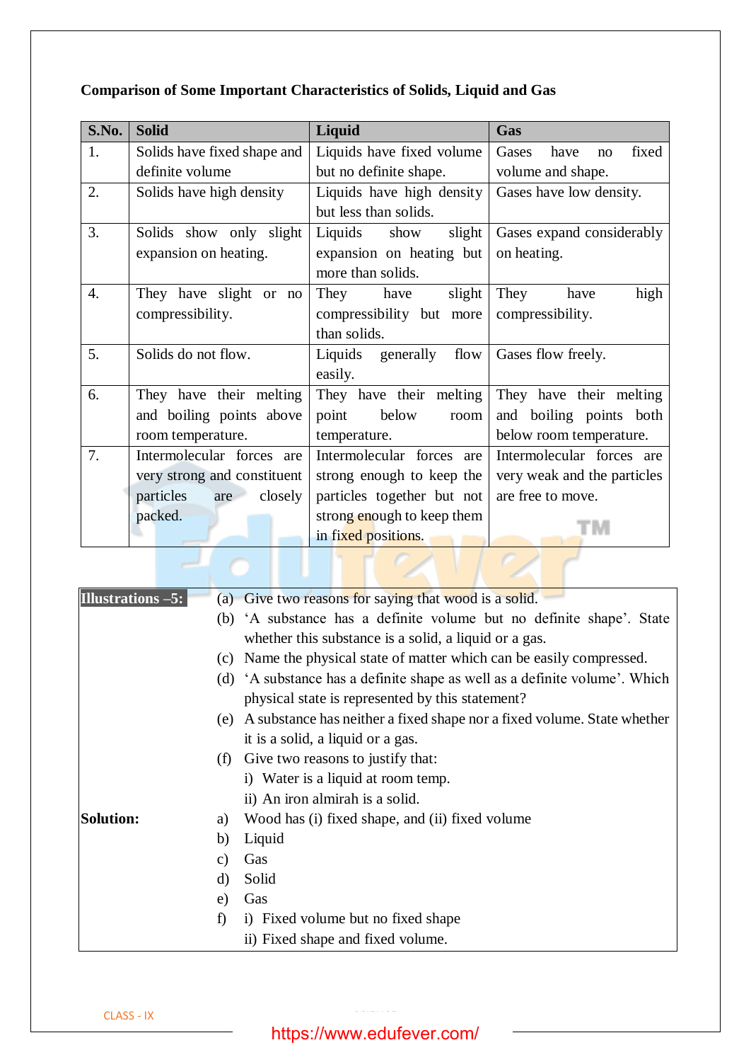**Comparison of Some Important Characteristics of Solids, Liquid and Gas**

| S.No. | Solid | Liquid | Gas |
|---|---|---|---|
| 1. | Solids have fixed shape and definite volume | Liquids have fixed volume but no definite shape. | Gases have no fixed volume and shape. |
| 2. | Solids have high density | Liquids have high density but less than solids. | Gases have low density. |
| 3. | Solids show only slight expansion on heating. | Liquids show slight expansion on heating but more than solids. | Gases expand considerably on heating. |
| 4. | They have slight or no compressibility. | They have slight compressibility but more than solids. | They have high compressibility. |
| 5. | Solids do not flow. | Liquids generally flow easily. | Gases flow freely. |
| 6. | They have their melting and boiling points above room temperature. | They have their melting point below room temperature. | They have their melting and boiling points both below room temperature. |
| 7. | Intermolecular forces are very strong and constituent particles are closely packed. | Intermolecular forces are strong enough to keep the particles together but not strong enough to keep them in fixed positions. | Intermolecular forces are very weak and the particles are free to move. |

**Illustrations –5:**

(a) Give two reasons for saying that wood is a solid.

(b) 'A substance has a definite volume but no definite shape'. State whether this substance is a solid, a liquid or a gas.

(c) Name the physical state of matter which can be easily compressed.

(d) 'A substance has a definite shape as well as a definite volume'. Which physical state is represented by this statement?

(e) A substance has neither a fixed shape nor a fixed volume. State whether it is a solid, a liquid or a gas.

(f) Give two reasons to justify that:

i) Water is a liquid at room temp.

ii) An iron almirah is a solid.

**Solution:**

a) Wood has (i) fixed shape, and (ii) fixed volume

b) Liquid

c) Gas

d) Solid

e) Gas

f) i) Fixed volume but no fixed shape

ii) Fixed shape and fixed volume.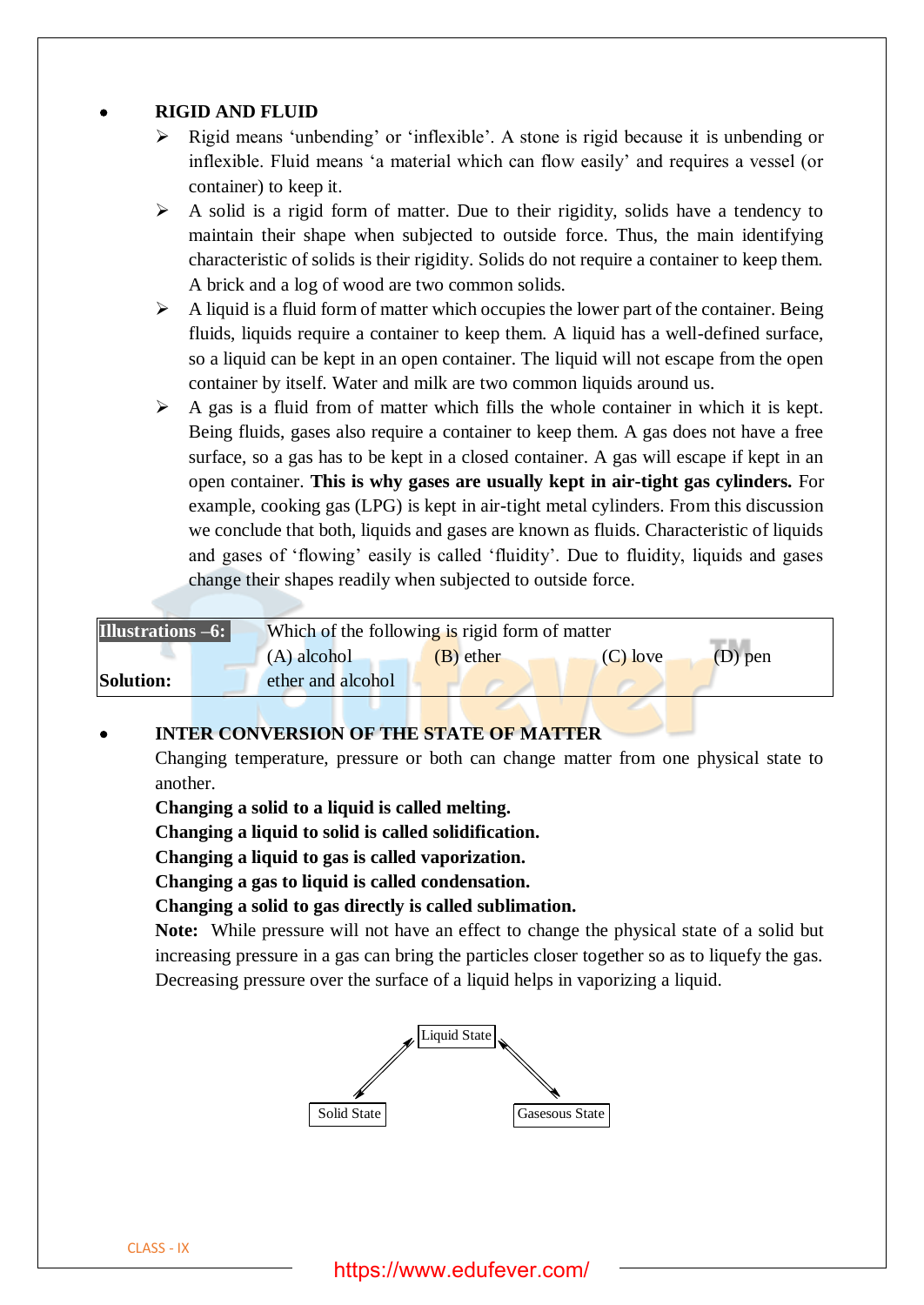- **RIGID AND FLUID**
  - Rigid means 'unbending' or 'inflexible'. A stone is rigid because it is unbending or inflexible. Fluid means 'a material which can flow easily' and requires a vessel (or container) to keep it.
  - A solid is a rigid form of matter. Due to their rigidity, solids have a tendency to maintain their shape when subjected to outside force. Thus, the main identifying characteristic of solids is their rigidity. Solids do not require a container to keep them. A brick and a log of wood are two common solids.
  - A liquid is a fluid form of matter which occupies the lower part of the container. Being fluids, liquids require a container to keep them. A liquid has a well-defined surface, so a liquid can be kept in an open container. The liquid will not escape from the open container by itself. Water and milk are two common liquids around us.
  - A gas is a fluid from of matter which fills the whole container in which it is kept. Being fluids, gases also require a container to keep them. A gas does not have a free surface, so a gas has to be kept in a closed container. A gas will escape if kept in an open container. **This is why gases are usually kept in air-tight gas cylinders.** For example, cooking gas (LPG) is kept in air-tight metal cylinders. From this discussion we conclude that both, liquids and gases are known as fluids. Characteristic of liquids and gases of 'flowing' easily is called 'fluidity'. Due to fluidity, liquids and gases change their shapes readily when subjected to outside force.

| **Illustrations –6:** | Which of the following is rigid form of matter | | | |
|---|---|---|---|---|
| | (A) alcohol | (B) ether | (C) love | (D) pen |
| **Solution:** | ether and alcohol | | | |

- **INTER CONVERSION OF THE STATE OF MATTER**

  Changing temperature, pressure or both can change matter from one physical state to another.

  **Changing a solid to a liquid is called melting.**
  **Changing a liquid to solid is called solidification.**
  **Changing a liquid to gas is called vaporization.**
  **Changing a gas to liquid is called condensation.**
  **Changing a solid to gas directly is called sublimation.**

  **Note:** While pressure will not have an effect to change the physical state of a solid but increasing pressure in a gas can bring the particles closer together so as to liquefy the gas. Decreasing pressure over the surface of a liquid helps in vaporizing a liquid.

Liquid State

Solid State     Gasesous State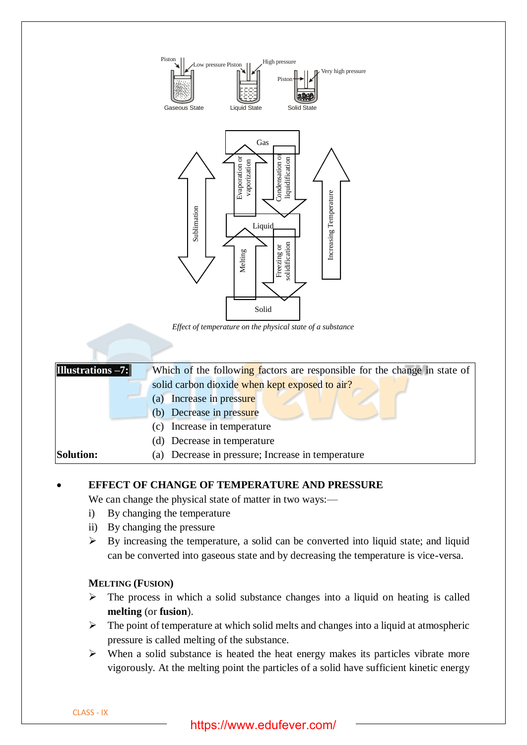Effect of temperature on the physical state of a substance

**Illustrations –7:** Which of the following factors are responsible for the change in state of solid carbon dioxide when kept exposed to air?

(a) Increase in pressure

(b) Decrease in pressure

(c) Increase in temperature

(d) Decrease in temperature

**Solution:** (a) Decrease in pressure; Increase in temperature

- **EFFECT OF CHANGE OF TEMPERATURE AND PRESSURE**

We can change the physical state of matter in two ways:—

i) By changing the temperature

ii) By changing the pressure

➢ By increasing the temperature, a solid can be converted into liquid state; and liquid can be converted into gaseous state and by decreasing the temperature is vice-versa.

**MELTING (FUSION)**

➢ The process in which a solid substance changes into a liquid on heating is called **melting** (or **fusion**).

➢ The point of temperature at which solid melts and changes into a liquid at atmospheric pressure is called melting of the substance.

➢ When a solid substance is heated the heat energy makes its particles vibrate more vigorously. At the melting point the particles of a solid have sufficient kinetic energy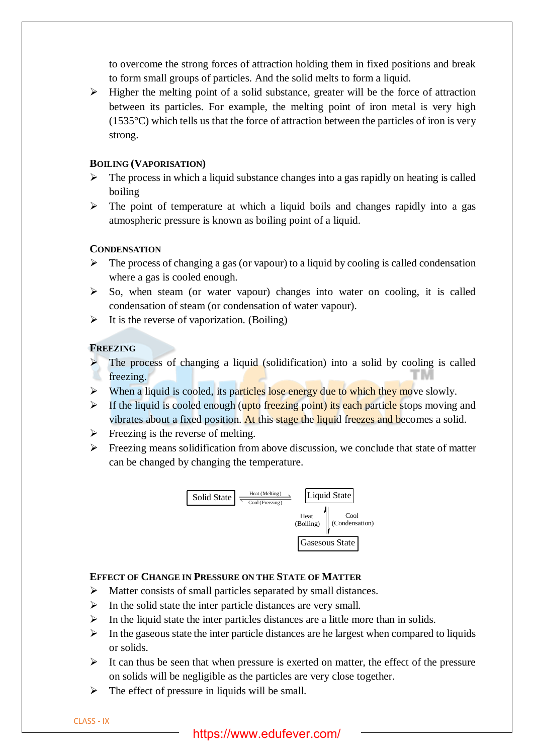to overcome the strong forces of attraction holding them in fixed positions and break to form small groups of particles. And the solid melts to form a liquid.

- Higher the melting point of a solid substance, greater will be the force of attraction between its particles. For example, the melting point of iron metal is very high (1535°C) which tells us that the force of attraction between the particles of iron is very strong.

**BOILING (VAPORISATION)**

- The process in which a liquid substance changes into a gas rapidly on heating is called boiling
- The point of temperature at which a liquid boils and changes rapidly into a gas atmospheric pressure is known as boiling point of a liquid.

**CONDENSATION**

- The process of changing a gas (or vapour) to a liquid by cooling is called condensation where a gas is cooled enough.
- So, when steam (or water vapour) changes into water on cooling, it is called condensation of steam (or condensation of water vapour).
- It is the reverse of vaporization. (Boiling)

**FREEZING**

- The process of changing a liquid (solidification) into a solid by cooling is called freezing.
- When a liquid is cooled, its particles lose energy due to which they move slowly.
- If the liquid is cooled enough (upto freezing point) its each particle stops moving and vibrates about a fixed position. At this stage the liquid freezes and becomes a solid.
- Freezing is the reverse of melting.
- Freezing means solidification from above discussion, we conclude that state of matter can be changed by changing the temperature.

Solid State ⇄ Liquid State (Heat (Melting) → ; ← Cool (Freezing))

Liquid State ⇄ Gasesous State (Heat (Boiling) ↓ ; ↑ Cool (Condensation))

**EFFECT OF CHANGE IN PRESSURE ON THE STATE OF MATTER**

- Matter consists of small particles separated by small distances.
- In the solid state the inter particle distances are very small.
- In the liquid state the inter particles distances are a little more than in solids.
- In the gaseous state the inter particle distances are he largest when compared to liquids or solids.
- It can thus be seen that when pressure is exerted on matter, the effect of the pressure on solids will be negligible as the particles are very close together.
- The effect of pressure in liquids will be small.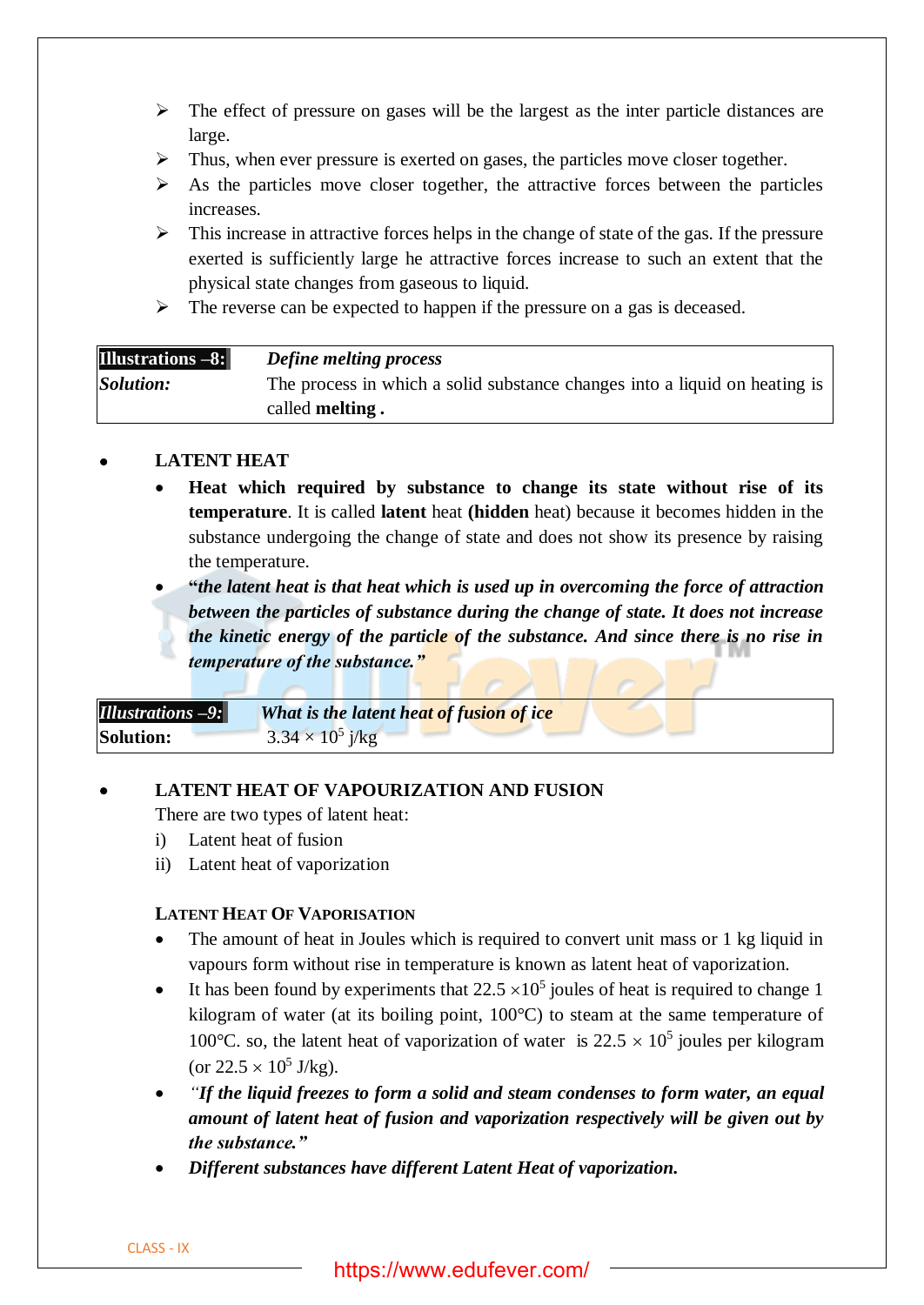- The effect of pressure on gases will be the largest as the inter particle distances are large.
- Thus, when ever pressure is exerted on gases, the particles move closer together.
- As the particles move closer together, the attractive forces between the particles increases.
- This increase in attractive forces helps in the change of state of the gas. If the pressure exerted is sufficiently large he attractive forces increase to such an extent that the physical state changes from gaseous to liquid.
- The reverse can be expected to happen if the pressure on a gas is deceased.

| **Illustrations –8:** | ***Define melting process*** |
|---|---|
| ***Solution:*** | The process in which a solid substance changes into a liquid on heating is called **melting .** |

- **LATENT HEAT**
  - **Heat which required by substance to change its state without rise of its temperature**. It is called **latent** heat **(hidden** heat) because it becomes hidden in the substance undergoing the change of state and does not show its presence by raising the temperature.
  - ***"the latent heat is that heat which is used up in overcoming the force of attraction between the particles of substance during the change of state. It does not increase the kinetic energy of the particle of the substance. And since there is no rise in temperature of the substance."***

| ***Illustrations –9:*** | ***What is the latent heat of fusion of ice*** |
|---|---|
| **Solution:** | $3.34 \times 10^5$ j/kg |

- **LATENT HEAT OF VAPOURIZATION AND FUSION**

  There are two types of latent heat:

  i) Latent heat of fusion
  ii) Latent heat of vaporization

  **LATENT HEAT OF VAPORISATION**

  - The amount of heat in Joules which is required to convert unit mass or 1 kg liquid in vapours form without rise in temperature is known as latent heat of vaporization.
  - It has been found by experiments that $22.5 \times 10^5$ joules of heat is required to change 1 kilogram of water (at its boiling point, 100°C) to steam at the same temperature of 100°C. so, the latent heat of vaporization of water is $22.5 \times 10^5$ joules per kilogram (or $22.5 \times 10^5$ J/kg).
  - *"**If the liquid freezes to form a solid and steam condenses to form water, an equal amount of latent heat of fusion and vaporization respectively will be given out by the substance."***
  - ***Different substances have different Latent Heat of vaporization.***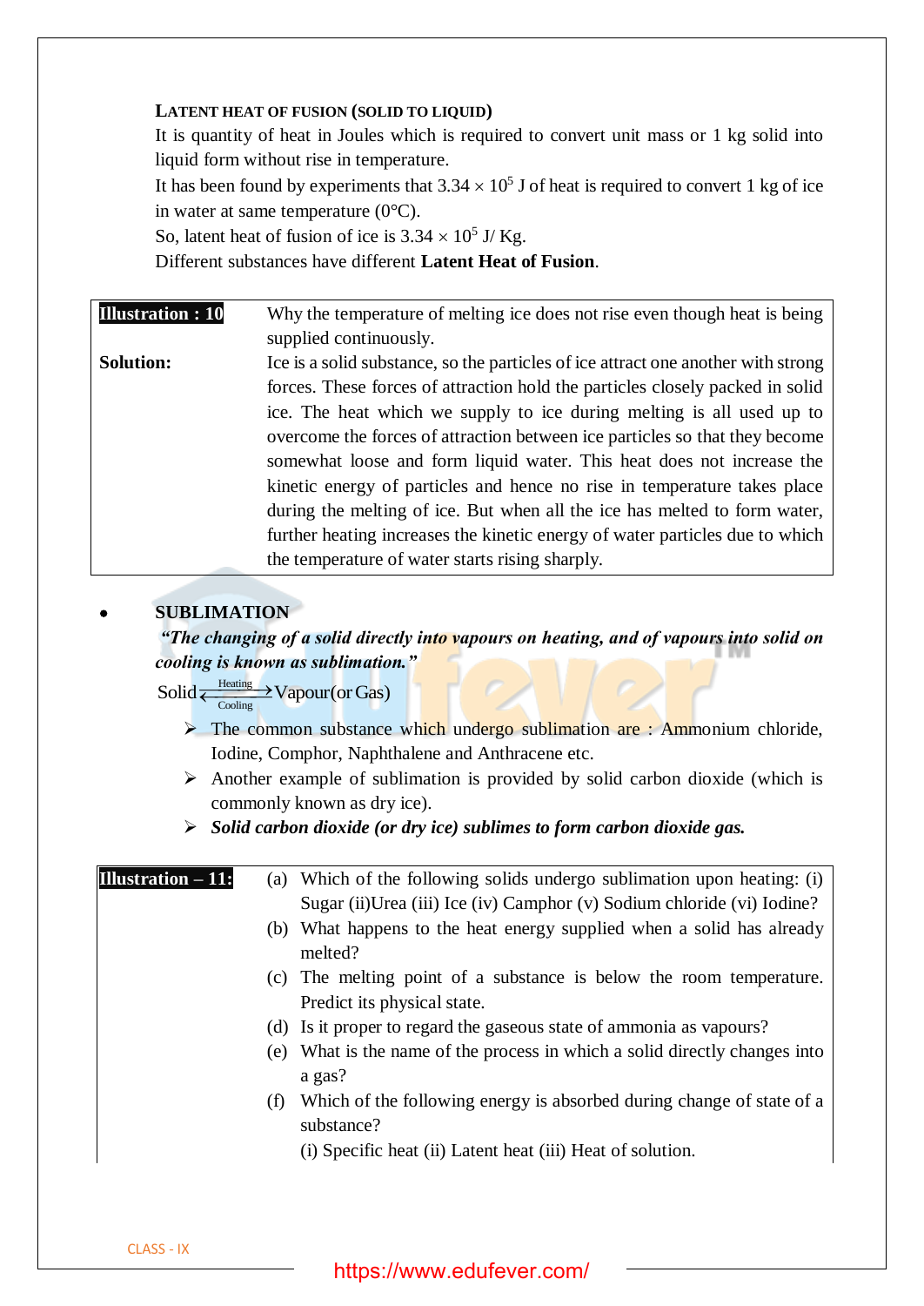### LATENT HEAT OF FUSION (SOLID TO LIQUID)

It is quantity of heat in Joules which is required to convert unit mass or 1 kg solid into liquid form without rise in temperature.

It has been found by experiments that $3.34 \times 10^5$ J of heat is required to convert 1 kg of ice in water at same temperature (0°C).

So, latent heat of fusion of ice is $3.34 \times 10^5$ J/ Kg.

Different substances have different **Latent Heat of Fusion**.

**Illustration : 10** Why the temperature of melting ice does not rise even though heat is being supplied continuously.

**Solution:** Ice is a solid substance, so the particles of ice attract one another with strong forces. These forces of attraction hold the particles closely packed in solid ice. The heat which we supply to ice during melting is all used up to overcome the forces of attraction between ice particles so that they become somewhat loose and form liquid water. This heat does not increase the kinetic energy of particles and hence no rise in temperature takes place during the melting of ice. But when all the ice has melted to form water, further heating increases the kinetic energy of water particles due to which the temperature of water starts rising sharply.

- **SUBLIMATION**

***"The changing of a solid directly into vapours on heating, and of vapours into solid on cooling is known as sublimation."***

$$\text{Solid} \underset{\text{Cooling}}{\overset{\text{Heating}}{\rightleftharpoons}} \text{Vapour(or Gas)}$$

- The common substance which undergo sublimation are : Ammonium chloride, Iodine, Comphor, Naphthalene and Anthracene etc.
- Another example of sublimation is provided by solid carbon dioxide (which is commonly known as dry ice).
- ***Solid carbon dioxide (or dry ice) sublimes to form carbon dioxide gas.***

**Illustration – 11:**

(a) Which of the following solids undergo sublimation upon heating: (i) Sugar (ii)Urea (iii) Ice (iv) Camphor (v) Sodium chloride (vi) Iodine?

(b) What happens to the heat energy supplied when a solid has already melted?

(c) The melting point of a substance is below the room temperature. Predict its physical state.

(d) Is it proper to regard the gaseous state of ammonia as vapours?

(e) What is the name of the process in which a solid directly changes into a gas?

(f) Which of the following energy is absorbed during change of state of a substance?

(i) Specific heat (ii) Latent heat (iii) Heat of solution.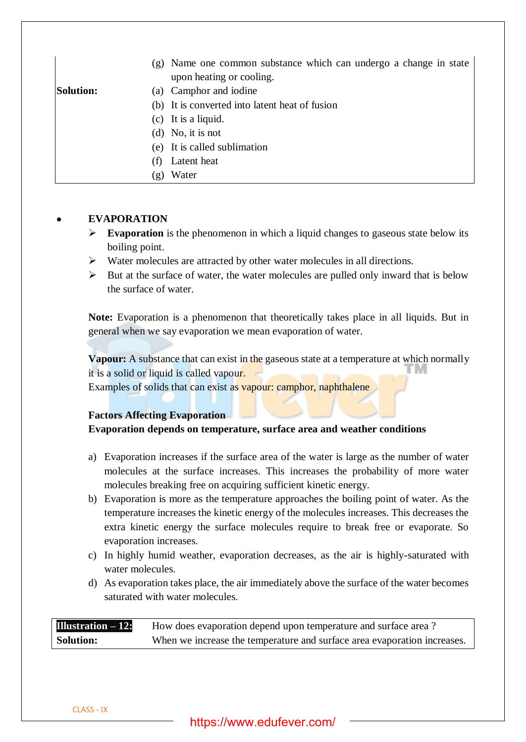(g) Name one common substance which can undergo a change in state upon heating or cooling.

**Solution:**
(a) Camphor and iodine
(b) It is converted into latent heat of fusion
(c) It is a liquid.
(d) No, it is not
(e) It is called sublimation
(f) Latent heat
(g) Water

- **EVAPORATION**
  - **Evaporation** is the phenomenon in which a liquid changes to gaseous state below its boiling point.
  - Water molecules are attracted by other water molecules in all directions.
  - But at the surface of water, the water molecules are pulled only inward that is below the surface of water.

**Note:** Evaporation is a phenomenon that theoretically takes place in all liquids. But in general when we say evaporation we mean evaporation of water.

**Vapour:** A substance that can exist in the gaseous state at a temperature at which normally it is a solid or liquid is called vapour.
Examples of solids that can exist as vapour: camphor, naphthalene

**Factors Affecting Evaporation**
**Evaporation depends on temperature, surface area and weather conditions**

a) Evaporation increases if the surface area of the water is large as the number of water molecules at the surface increases. This increases the probability of more water molecules breaking free on acquiring sufficient kinetic energy.
b) Evaporation is more as the temperature approaches the boiling point of water. As the temperature increases the kinetic energy of the molecules increases. This decreases the extra kinetic energy the surface molecules require to break free or evaporate. So evaporation increases.
c) In highly humid weather, evaporation decreases, as the air is highly-saturated with water molecules.
d) As evaporation takes place, the air immediately above the surface of the water becomes saturated with water molecules.

**Illustration – 12:** How does evaporation depend upon temperature and surface area ?
**Solution:** When we increase the temperature and surface area evaporation increases.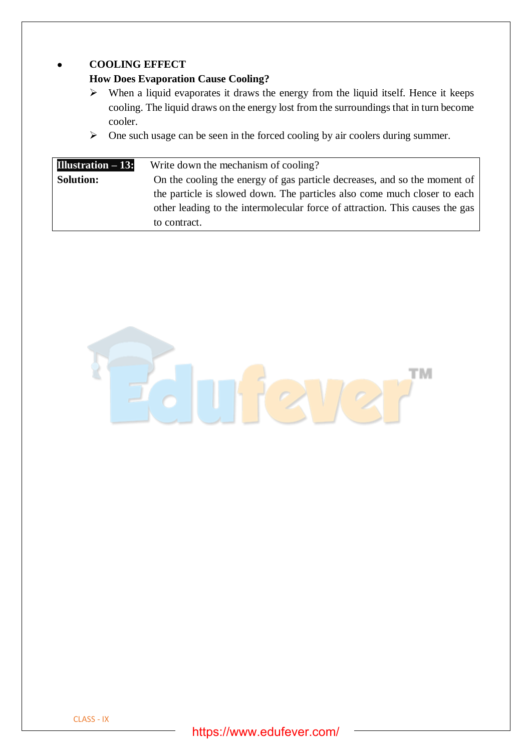- **COOLING EFFECT**

  **How Does Evaporation Cause Cooling?**

  - When a liquid evaporates it draws the energy from the liquid itself. Hence it keeps cooling. The liquid draws on the energy lost from the surroundings that in turn become cooler.
  - One such usage can be seen in the forced cooling by air coolers during summer.

**Illustration – 13:** Write down the mechanism of cooling?

**Solution:** On the cooling the energy of gas particle decreases, and so the moment of the particle is slowed down. The particles also come much closer to each other leading to the intermolecular force of attraction. This causes the gas to contract.